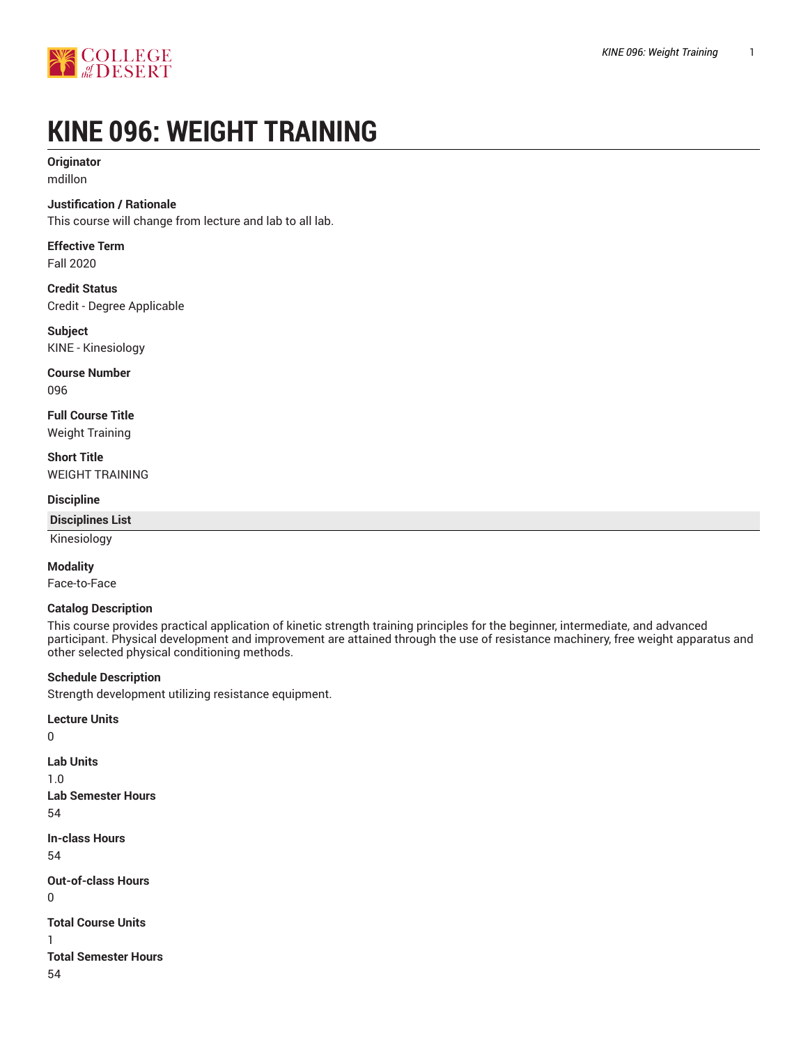# KINE 096: WEIGHT TRAINING

**Originator**
mdillon

**Justification / Rationale**
This course will change from lecture and lab to all lab.

**Effective Term**
Fall 2020

**Credit Status**
Credit - Degree Applicable

**Subject**
KINE - Kinesiology

**Course Number**
096

**Full Course Title**
Weight Training

**Short Title**
WEIGHT TRAINING

**Discipline**

| Disciplines List |
| --- |
| Kinesiology |

**Modality**
Face-to-Face

**Catalog Description**
This course provides practical application of kinetic strength training principles for the beginner, intermediate, and advanced participant. Physical development and improvement are attained through the use of resistance machinery, free weight apparatus and other selected physical conditioning methods.

**Schedule Description**
Strength development utilizing resistance equipment.

**Lecture Units**
0

**Lab Units**
1.0

**Lab Semester Hours**
54

**In-class Hours**
54

**Out-of-class Hours**
0

**Total Course Units**
1

**Total Semester Hours**
54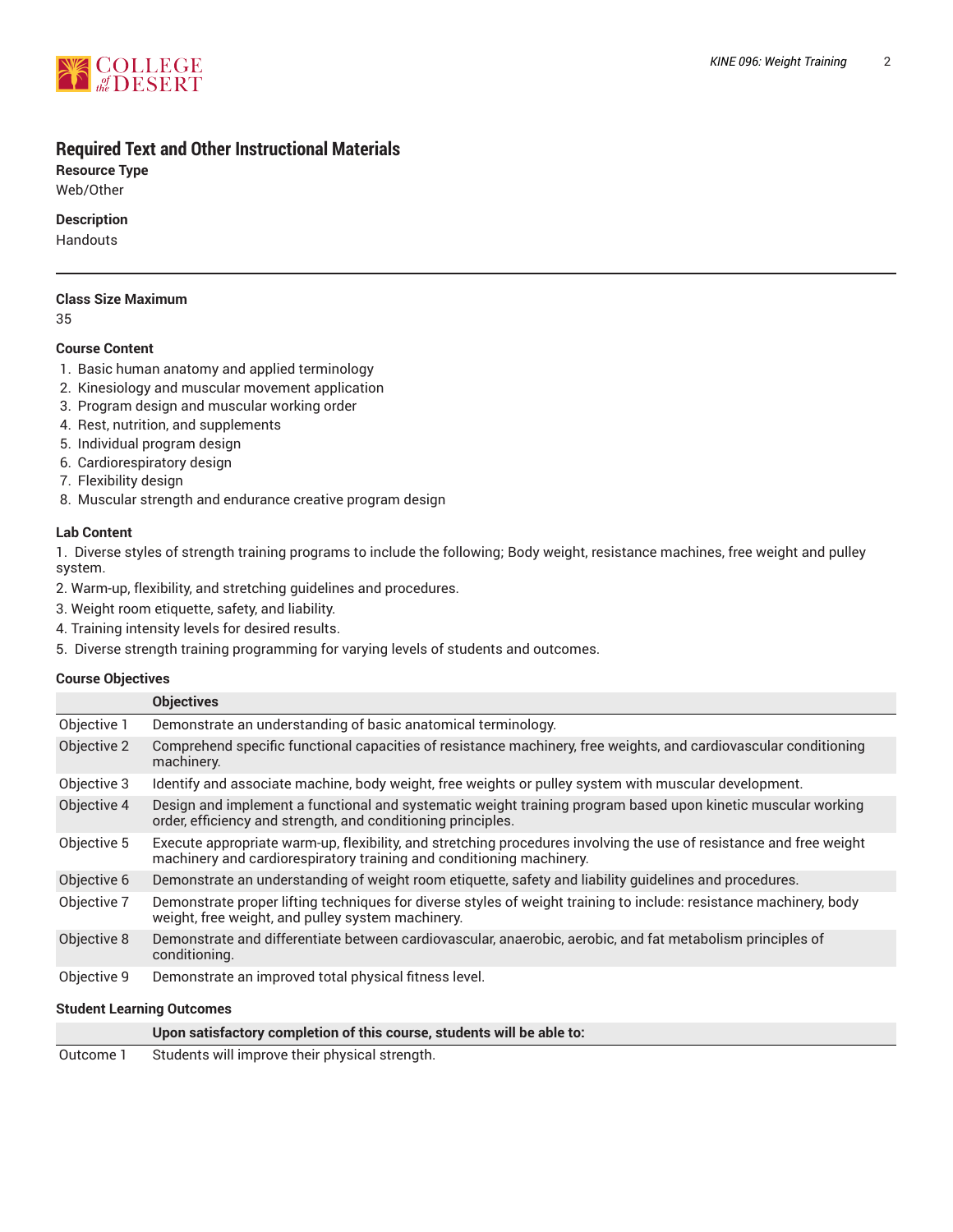## Required Text and Other Instructional Materials

**Resource Type**
Web/Other

**Description**
Handouts

---

**Class Size Maximum**
35

**Course Content**

1. Basic human anatomy and applied terminology
2. Kinesiology and muscular movement application
3. Program design and muscular working order
4. Rest, nutrition, and supplements
5. Individual program design
6. Cardiorespiratory design
7. Flexibility design
8. Muscular strength and endurance creative program design

**Lab Content**

1. Diverse styles of strength training programs to include the following; Body weight, resistance machines, free weight and pulley system.
2. Warm-up, flexibility, and stretching guidelines and procedures.
3. Weight room etiquette, safety, and liability.
4. Training intensity levels for desired results.
5. Diverse strength training programming for varying levels of students and outcomes.

**Course Objectives**

| | Objectives |
|---|---|
| Objective 1 | Demonstrate an understanding of basic anatomical terminology. |
| Objective 2 | Comprehend specific functional capacities of resistance machinery, free weights, and cardiovascular conditioning machinery. |
| Objective 3 | Identify and associate machine, body weight, free weights or pulley system with muscular development. |
| Objective 4 | Design and implement a functional and systematic weight training program based upon kinetic muscular working order, efficiency and strength, and conditioning principles. |
| Objective 5 | Execute appropriate warm-up, flexibility, and stretching procedures involving the use of resistance and free weight machinery and cardiorespiratory training and conditioning machinery. |
| Objective 6 | Demonstrate an understanding of weight room etiquette, safety and liability guidelines and procedures. |
| Objective 7 | Demonstrate proper lifting techniques for diverse styles of weight training to include: resistance machinery, body weight, free weight, and pulley system machinery. |
| Objective 8 | Demonstrate and differentiate between cardiovascular, anaerobic, aerobic, and fat metabolism principles of conditioning. |
| Objective 9 | Demonstrate an improved total physical fitness level. |

**Student Learning Outcomes**

| | Upon satisfactory completion of this course, students will be able to: |
|---|---|
| Outcome 1 | Students will improve their physical strength. |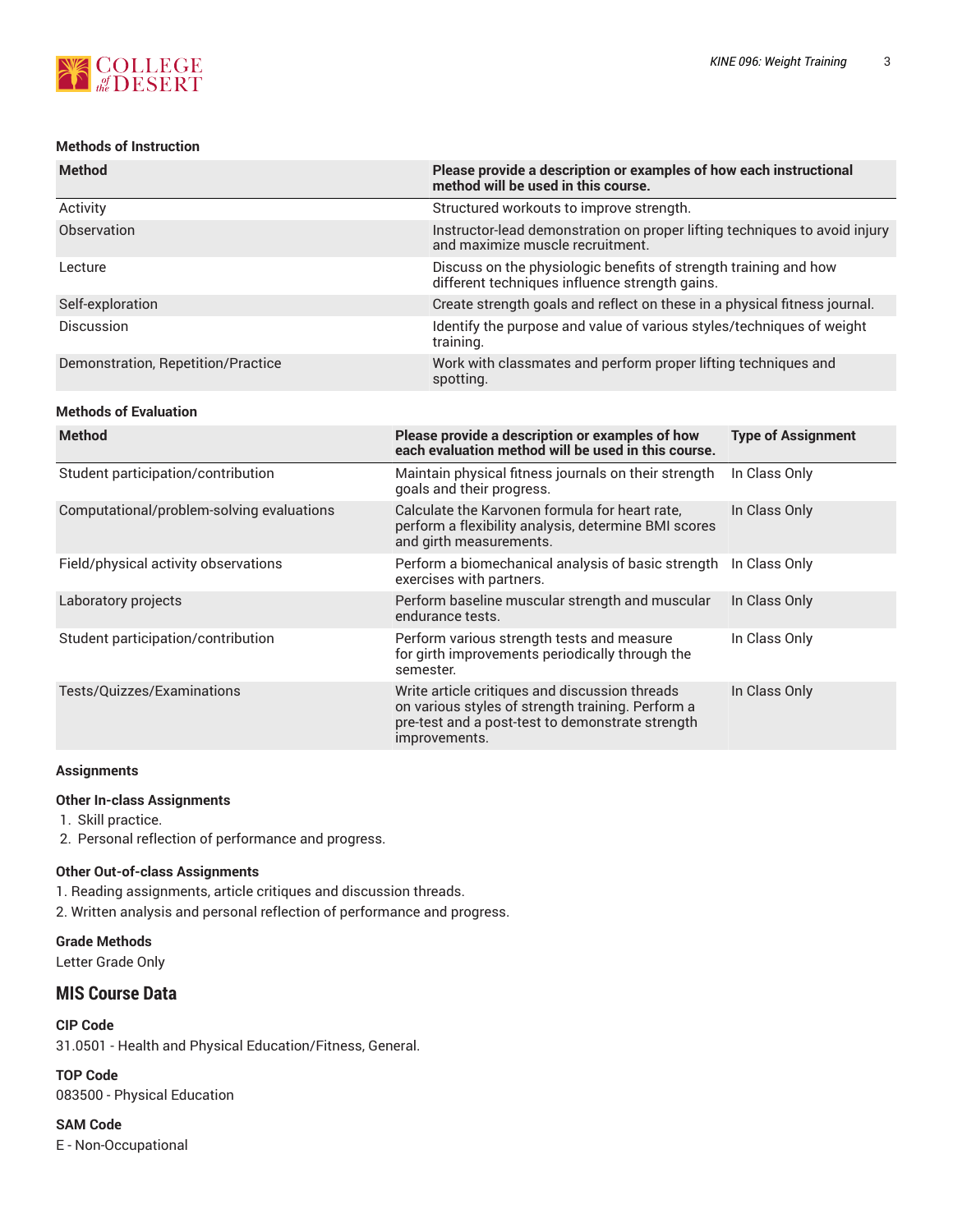### Methods of Instruction

| Method | Please provide a description or examples of how each instructional method will be used in this course. |
| --- | --- |
| Activity | Structured workouts to improve strength. |
| Observation | Instructor-lead demonstration on proper lifting techniques to avoid injury and maximize muscle recruitment. |
| Lecture | Discuss on the physiologic benefits of strength training and how different techniques influence strength gains. |
| Self-exploration | Create strength goals and reflect on these in a physical fitness journal. |
| Discussion | Identify the purpose and value of various styles/techniques of weight training. |
| Demonstration, Repetition/Practice | Work with classmates and perform proper lifting techniques and spotting. |

### Methods of Evaluation

| Method | Please provide a description or examples of how each evaluation method will be used in this course. | Type of Assignment |
| --- | --- | --- |
| Student participation/contribution | Maintain physical fitness journals on their strength goals and their progress. | In Class Only |
| Computational/problem-solving evaluations | Calculate the Karvonen formula for heart rate, perform a flexibility analysis, determine BMI scores and girth measurements. | In Class Only |
| Field/physical activity observations | Perform a biomechanical analysis of basic strength exercises with partners. | In Class Only |
| Laboratory projects | Perform baseline muscular strength and muscular endurance tests. | In Class Only |
| Student participation/contribution | Perform various strength tests and measure for girth improvements periodically through the semester. | In Class Only |
| Tests/Quizzes/Examinations | Write article critiques and discussion threads on various styles of strength training. Perform a pre-test and a post-test to demonstrate strength improvements. | In Class Only |

### Assignments

#### Other In-class Assignments

1. Skill practice.
2. Personal reflection of performance and progress.

#### Other Out-of-class Assignments

1. Reading assignments, article critiques and discussion threads.
2. Written analysis and personal reflection of performance and progress.

#### Grade Methods

Letter Grade Only

## MIS Course Data

#### CIP Code

31.0501 - Health and Physical Education/Fitness, General.

#### TOP Code

083500 - Physical Education

#### SAM Code

E - Non-Occupational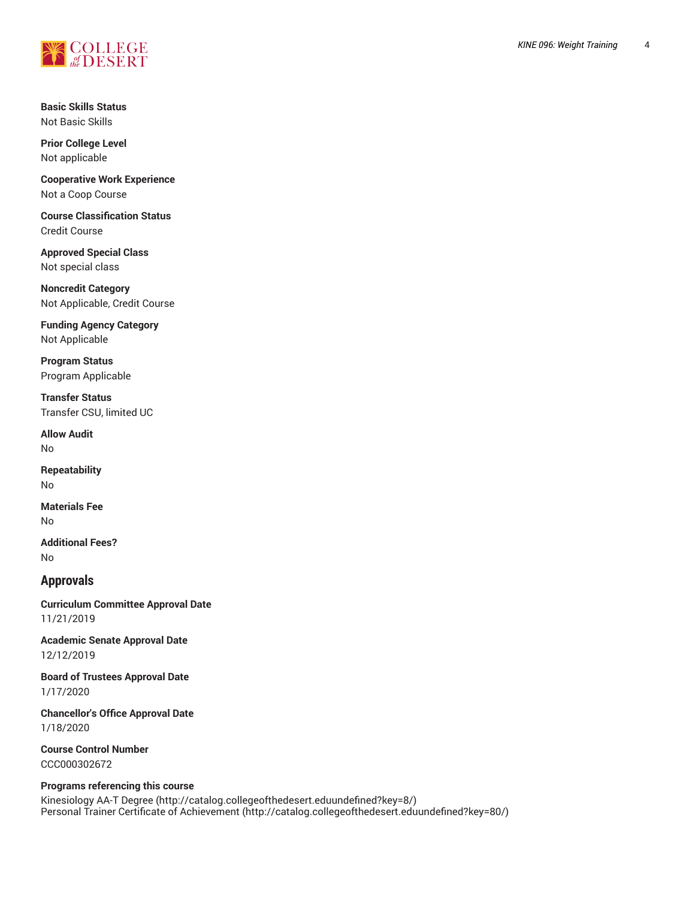**Basic Skills Status**
Not Basic Skills

**Prior College Level**
Not applicable

**Cooperative Work Experience**
Not a Coop Course

**Course Classification Status**
Credit Course

**Approved Special Class**
Not special class

**Noncredit Category**
Not Applicable, Credit Course

**Funding Agency Category**
Not Applicable

**Program Status**
Program Applicable

**Transfer Status**
Transfer CSU, limited UC

**Allow Audit**
No

**Repeatability**
No

**Materials Fee**
No

**Additional Fees?**
No

## Approvals

**Curriculum Committee Approval Date**
11/21/2019

**Academic Senate Approval Date**
12/12/2019

**Board of Trustees Approval Date**
1/17/2020

**Chancellor's Office Approval Date**
1/18/2020

**Course Control Number**
CCC000302672

**Programs referencing this course**
Kinesiology AA-T Degree (http://catalog.collegeofthedesert.eduundefined?key=8/)
Personal Trainer Certificate of Achievement (http://catalog.collegeofthedesert.eduundefined?key=80/)